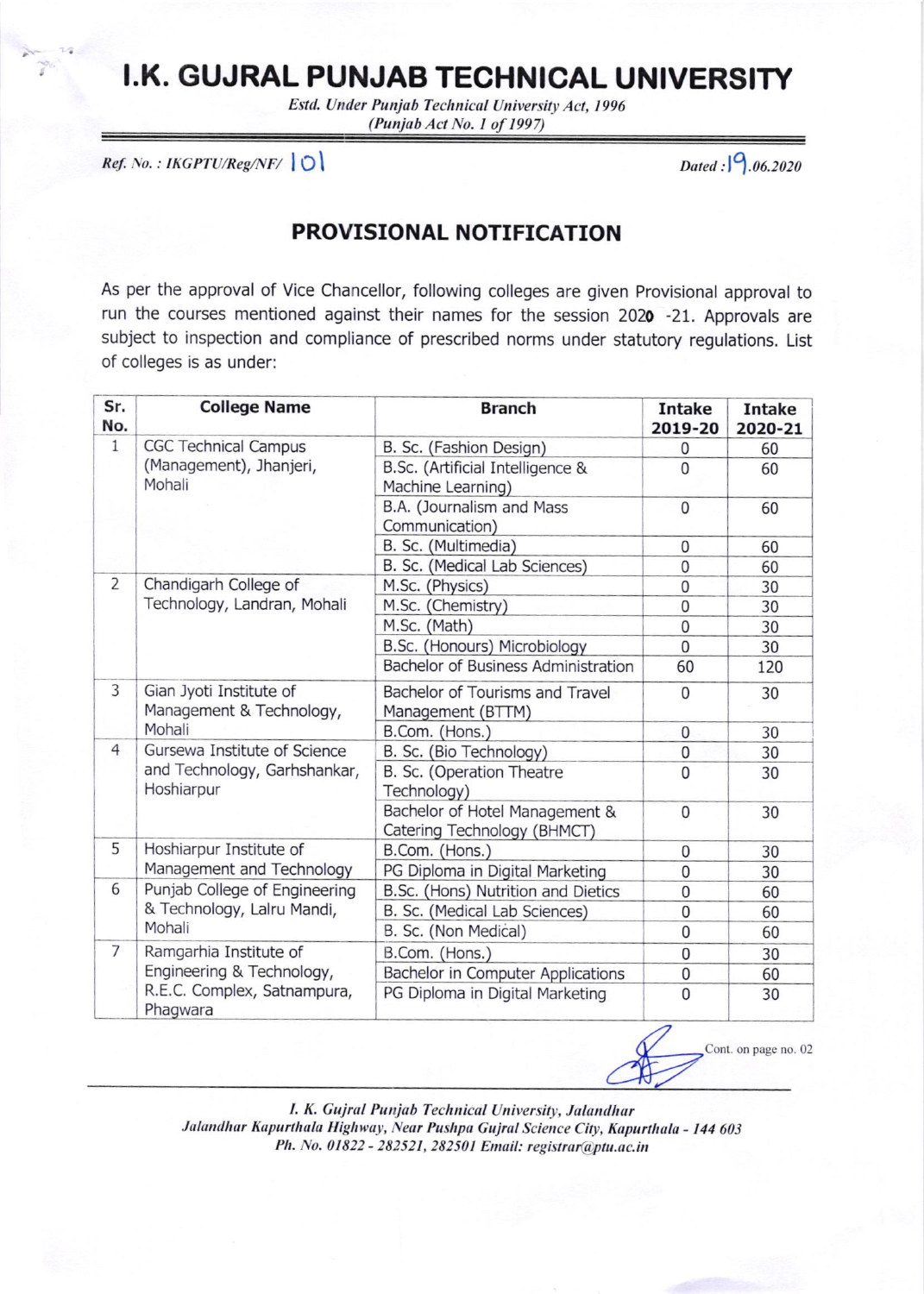# I.K. GUJRAL PUNJAB TECHNICAL UNIVERSITY

*Estd. Under Punjab Technical University Act, 1996*
*(Punjab Act No. 1 of 1997)*

*Ref. No. : IKGPTU/Reg/NF/ 101* *Dated : 19.06.2020*

## PROVISIONAL NOTIFICATION

As per the approval of Vice Chancellor, following colleges are given Provisional approval to run the courses mentioned against their names for the session 2020 -21. Approvals are subject to inspection and compliance of prescribed norms under statutory regulations. List of colleges is as under:

| Sr. No. | College Name | Branch | Intake 2019-20 | Intake 2020-21 |
|---|---|---|---|---|
| 1 | CGC Technical Campus (Management), Jhanjeri, Mohali | B. Sc. (Fashion Design) | 0 | 60 |
| | | B.Sc. (Artificial Intelligence & Machine Learning) | 0 | 60 |
| | | B.A. (Journalism and Mass Communication) | 0 | 60 |
| | | B. Sc. (Multimedia) | 0 | 60 |
| | | B. Sc. (Medical Lab Sciences) | 0 | 60 |
| 2 | Chandigarh College of Technology, Landran, Mohali | M.Sc. (Physics) | 0 | 30 |
| | | M.Sc. (Chemistry) | 0 | 30 |
| | | M.Sc. (Math) | 0 | 30 |
| | | B.Sc. (Honours) Microbiology | 0 | 30 |
| | | Bachelor of Business Administration | 60 | 120 |
| 3 | Gian Jyoti Institute of Management & Technology, Mohali | Bachelor of Tourisms and Travel Management (BTTM) | 0 | 30 |
| | | B.Com. (Hons.) | 0 | 30 |
| 4 | Gursewa Institute of Science and Technology, Garhshankar, Hoshiarpur | B. Sc. (Bio Technology) | 0 | 30 |
| | | B. Sc. (Operation Theatre Technology) | 0 | 30 |
| | | Bachelor of Hotel Management & Catering Technology (BHMCT) | 0 | 30 |
| 5 | Hoshiarpur Institute of Management and Technology | B.Com. (Hons.) | 0 | 30 |
| | | PG Diploma in Digital Marketing | 0 | 30 |
| 6 | Punjab College of Engineering & Technology, Lalru Mandi, Mohali | B.Sc. (Hons) Nutrition and Dietics | 0 | 60 |
| | | B. Sc. (Medical Lab Sciences) | 0 | 60 |
| | | B. Sc. (Non Medical) | 0 | 60 |
| 7 | Ramgarhia Institute of Engineering & Technology, R.E.C. Complex, Satnampura, Phagwara | B.Com. (Hons.) | 0 | 30 |
| | | Bachelor in Computer Applications | 0 | 60 |
| | | PG Diploma in Digital Marketing | 0 | 30 |

Cont. on page no. 02

*I. K. Gujral Punjab Technical University, Jalandhar*
*Jalandhar Kapurthala Highway, Near Pushpa Gujral Science City, Kapurthala - 144 603*
*Ph. No. 01822 - 282521, 282501 Email: registrar@ptu.ac.in*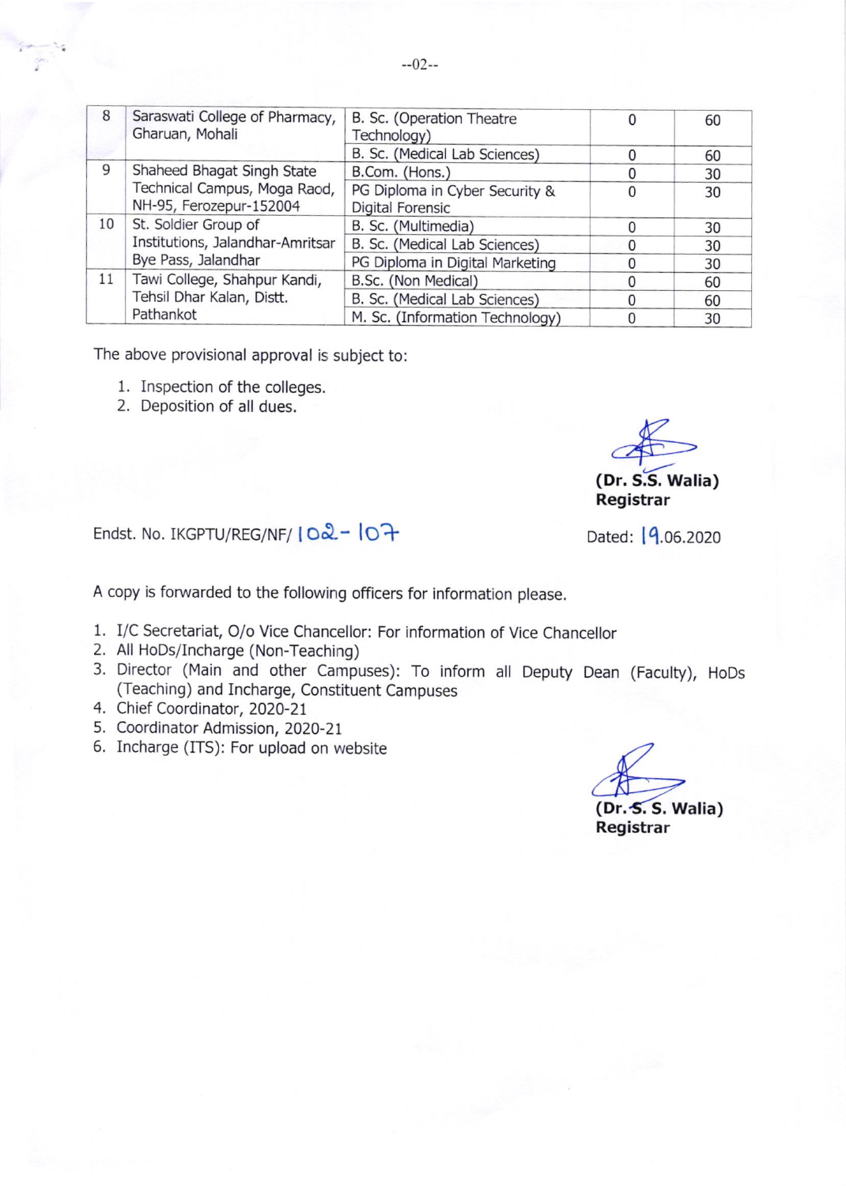| | | | | |
|---|---|---|---|---|
| 8 | Saraswati College of Pharmacy, Gharuan, Mohali | B. Sc. (Operation Theatre Technology) | 0 | 60 |
| | | B. Sc. (Medical Lab Sciences) | 0 | 60 |
| 9 | Shaheed Bhagat Singh State Technical Campus, Moga Raod, NH-95, Ferozepur-152004 | B.Com. (Hons.) | 0 | 30 |
| | | PG Diploma in Cyber Security & Digital Forensic | 0 | 30 |
| 10 | St. Soldier Group of Institutions, Jalandhar-Amritsar Bye Pass, Jalandhar | B. Sc. (Multimedia) | 0 | 30 |
| | | B. Sc. (Medical Lab Sciences) | 0 | 30 |
| | | PG Diploma in Digital Marketing | 0 | 30 |
| 11 | Tawi College, Shahpur Kandi, Tehsil Dhar Kalan, Distt. Pathankot | B.Sc. (Non Medical) | 0 | 60 |
| | | B. Sc. (Medical Lab Sciences) | 0 | 60 |
| | | M. Sc. (Information Technology) | 0 | 30 |

The above provisional approval is subject to:

1. Inspection of the colleges.
2. Deposition of all dues.

**(Dr. S.S. Walia)**
**Registrar**

Endst. No. IKGPTU/REG/NF/ 102- 107

Dated: 19.06.2020

A copy is forwarded to the following officers for information please.

1. I/C Secretariat, O/o Vice Chancellor: For information of Vice Chancellor
2. All HoDs/Incharge (Non-Teaching)
3. Director (Main and other Campuses): To inform all Deputy Dean (Faculty), HoDs (Teaching) and Incharge, Constituent Campuses
4. Chief Coordinator, 2020-21
5. Coordinator Admission, 2020-21
6. Incharge (ITS): For upload on website

**(Dr. S. S. Walia)**
**Registrar**